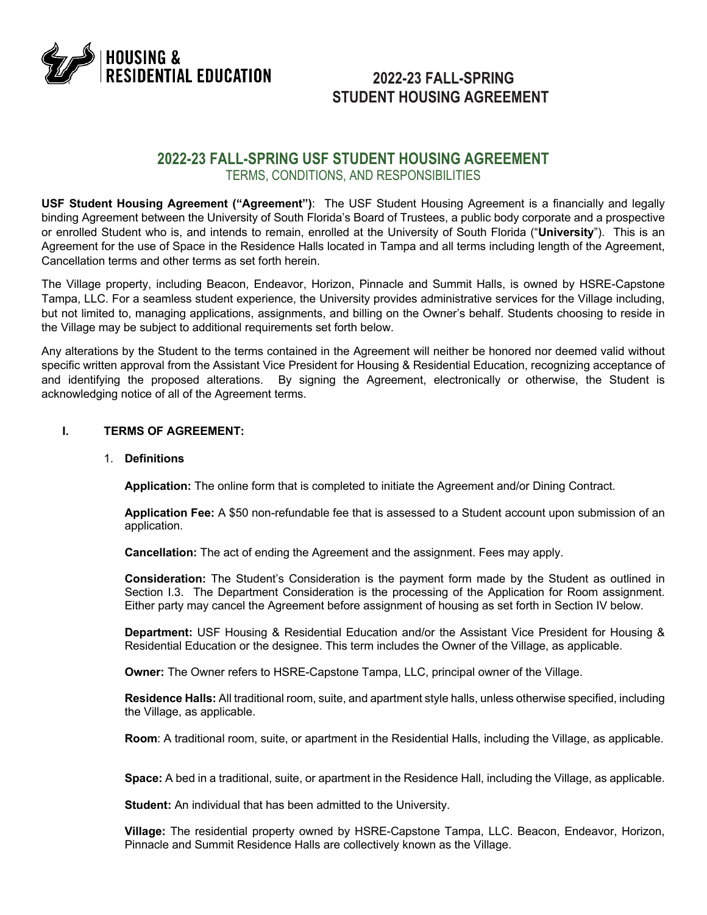HOUSING & RESIDENTIAL EDUCATION

# 2022-23 FALL-SPRING STUDENT HOUSING AGREEMENT

## 2022-23 FALL-SPRING USF STUDENT HOUSING AGREEMENT

TERMS, CONDITIONS, AND RESPONSIBILITIES

**USF Student Housing Agreement ("Agreement")**: The USF Student Housing Agreement is a financially and legally binding Agreement between the University of South Florida's Board of Trustees, a public body corporate and a prospective or enrolled Student who is, and intends to remain, enrolled at the University of South Florida ("**University**"). This is an Agreement for the use of Space in the Residence Halls located in Tampa and all terms including length of the Agreement, Cancellation terms and other terms as set forth herein.

The Village property, including Beacon, Endeavor, Horizon, Pinnacle and Summit Halls, is owned by HSRE-Capstone Tampa, LLC. For a seamless student experience, the University provides administrative services for the Village including, but not limited to, managing applications, assignments, and billing on the Owner's behalf. Students choosing to reside in the Village may be subject to additional requirements set forth below.

Any alterations by the Student to the terms contained in the Agreement will neither be honored nor deemed valid without specific written approval from the Assistant Vice President for Housing & Residential Education, recognizing acceptance of and identifying the proposed alterations. By signing the Agreement, electronically or otherwise, the Student is acknowledging notice of all of the Agreement terms.

### I. TERMS OF AGREEMENT:

1. **Definitions**

   **Application:** The online form that is completed to initiate the Agreement and/or Dining Contract.

   **Application Fee:** A $50 non-refundable fee that is assessed to a Student account upon submission of an application.

   **Cancellation:** The act of ending the Agreement and the assignment. Fees may apply.

   **Consideration:** The Student's Consideration is the payment form made by the Student as outlined in Section I.3. The Department Consideration is the processing of the Application for Room assignment. Either party may cancel the Agreement before assignment of housing as set forth in Section IV below.

   **Department:** USF Housing & Residential Education and/or the Assistant Vice President for Housing & Residential Education or the designee. This term includes the Owner of the Village, as applicable.

   **Owner:** The Owner refers to HSRE-Capstone Tampa, LLC, principal owner of the Village.

   **Residence Halls:** All traditional room, suite, and apartment style halls, unless otherwise specified, including the Village, as applicable.

   **Room**: A traditional room, suite, or apartment in the Residential Halls, including the Village, as applicable.

   **Space:** A bed in a traditional, suite, or apartment in the Residence Hall, including the Village, as applicable.

   **Student:** An individual that has been admitted to the University.

   **Village:** The residential property owned by HSRE-Capstone Tampa, LLC. Beacon, Endeavor, Horizon, Pinnacle and Summit Residence Halls are collectively known as the Village.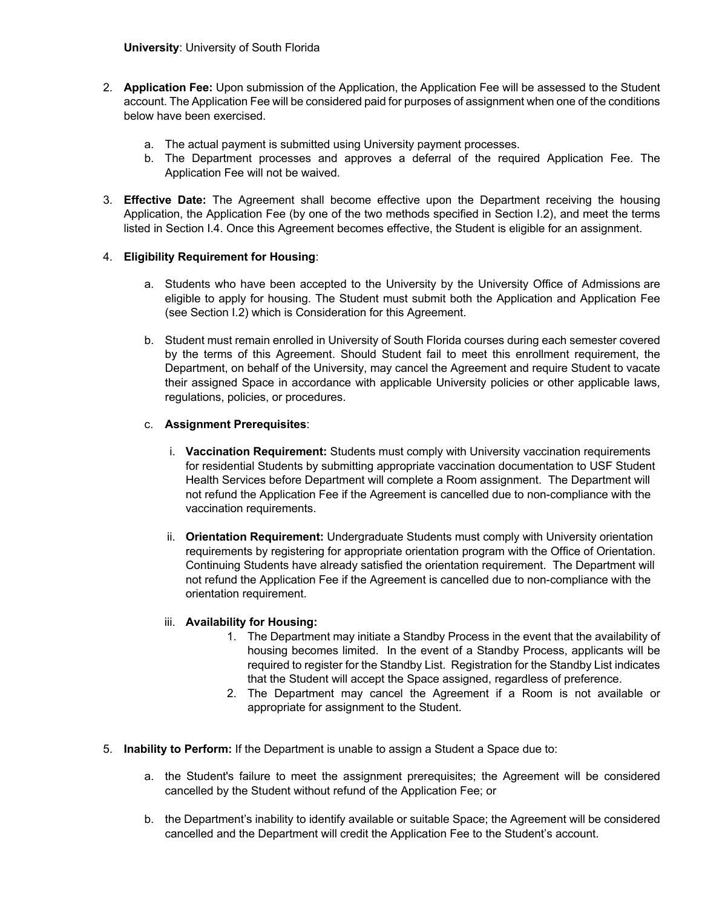**University**: University of South Florida

2. **Application Fee:** Upon submission of the Application, the Application Fee will be assessed to the Student account. The Application Fee will be considered paid for purposes of assignment when one of the conditions below have been exercised.

    a. The actual payment is submitted using University payment processes.
    b. The Department processes and approves a deferral of the required Application Fee. The Application Fee will not be waived.

3. **Effective Date:** The Agreement shall become effective upon the Department receiving the housing Application, the Application Fee (by one of the two methods specified in Section I.2), and meet the terms listed in Section I.4. Once this Agreement becomes effective, the Student is eligible for an assignment.

4. **Eligibility Requirement for Housing**:

    a. Students who have been accepted to the University by the University Office of Admissions are eligible to apply for housing. The Student must submit both the Application and Application Fee (see Section I.2) which is Consideration for this Agreement.

    b. Student must remain enrolled in University of South Florida courses during each semester covered by the terms of this Agreement. Should Student fail to meet this enrollment requirement, the Department, on behalf of the University, may cancel the Agreement and require Student to vacate their assigned Space in accordance with applicable University policies or other applicable laws, regulations, policies, or procedures.

    c. **Assignment Prerequisites**:

        i. **Vaccination Requirement:** Students must comply with University vaccination requirements for residential Students by submitting appropriate vaccination documentation to USF Student Health Services before Department will complete a Room assignment. The Department will not refund the Application Fee if the Agreement is cancelled due to non-compliance with the vaccination requirements.

        ii. **Orientation Requirement:** Undergraduate Students must comply with University orientation requirements by registering for appropriate orientation program with the Office of Orientation. Continuing Students have already satisfied the orientation requirement. The Department will not refund the Application Fee if the Agreement is cancelled due to non-compliance with the orientation requirement.

        iii. **Availability for Housing:**
            1. The Department may initiate a Standby Process in the event that the availability of housing becomes limited. In the event of a Standby Process, applicants will be required to register for the Standby List. Registration for the Standby List indicates that the Student will accept the Space assigned, regardless of preference.
            2. The Department may cancel the Agreement if a Room is not available or appropriate for assignment to the Student.

5. **Inability to Perform:** If the Department is unable to assign a Student a Space due to:

    a. the Student's failure to meet the assignment prerequisites; the Agreement will be considered cancelled by the Student without refund of the Application Fee; or

    b. the Department's inability to identify available or suitable Space; the Agreement will be considered cancelled and the Department will credit the Application Fee to the Student's account.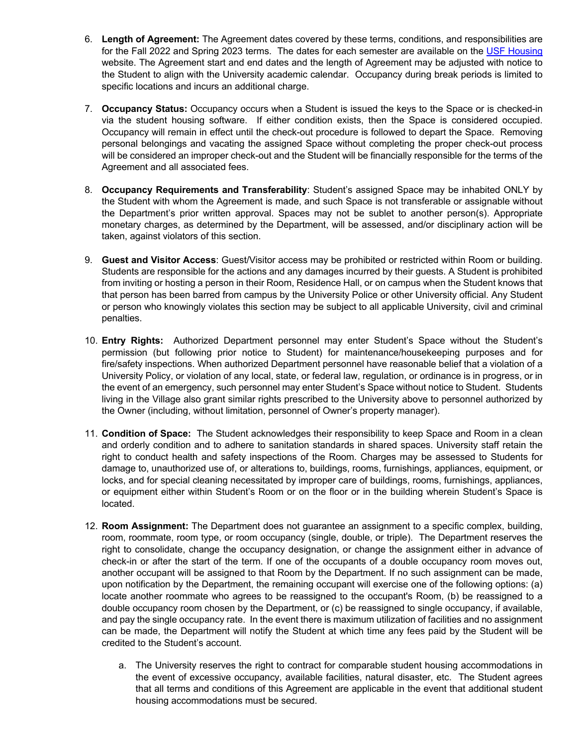6. **Length of Agreement:** The Agreement dates covered by these terms, conditions, and responsibilities are for the Fall 2022 and Spring 2023 terms. The dates for each semester are available on the [USF Housing](#) website. The Agreement start and end dates and the length of Agreement may be adjusted with notice to the Student to align with the University academic calendar. Occupancy during break periods is limited to specific locations and incurs an additional charge.

7. **Occupancy Status:** Occupancy occurs when a Student is issued the keys to the Space or is checked-in via the student housing software. If either condition exists, then the Space is considered occupied. Occupancy will remain in effect until the check-out procedure is followed to depart the Space. Removing personal belongings and vacating the assigned Space without completing the proper check-out process will be considered an improper check-out and the Student will be financially responsible for the terms of the Agreement and all associated fees.

8. **Occupancy Requirements and Transferability**: Student's assigned Space may be inhabited ONLY by the Student with whom the Agreement is made, and such Space is not transferable or assignable without the Department's prior written approval. Spaces may not be sublet to another person(s). Appropriate monetary charges, as determined by the Department, will be assessed, and/or disciplinary action will be taken, against violators of this section.

9. **Guest and Visitor Access**: Guest/Visitor access may be prohibited or restricted within Room or building. Students are responsible for the actions and any damages incurred by their guests. A Student is prohibited from inviting or hosting a person in their Room, Residence Hall, or on campus when the Student knows that that person has been barred from campus by the University Police or other University official. Any Student or person who knowingly violates this section may be subject to all applicable University, civil and criminal penalties.

10. **Entry Rights:** Authorized Department personnel may enter Student's Space without the Student's permission (but following prior notice to Student) for maintenance/housekeeping purposes and for fire/safety inspections. When authorized Department personnel have reasonable belief that a violation of a University Policy, or violation of any local, state, or federal law, regulation, or ordinance is in progress, or in the event of an emergency, such personnel may enter Student's Space without notice to Student. Students living in the Village also grant similar rights prescribed to the University above to personnel authorized by the Owner (including, without limitation, personnel of Owner's property manager).

11. **Condition of Space:** The Student acknowledges their responsibility to keep Space and Room in a clean and orderly condition and to adhere to sanitation standards in shared spaces. University staff retain the right to conduct health and safety inspections of the Room. Charges may be assessed to Students for damage to, unauthorized use of, or alterations to, buildings, rooms, furnishings, appliances, equipment, or locks, and for special cleaning necessitated by improper care of buildings, rooms, furnishings, appliances, or equipment either within Student's Room or on the floor or in the building wherein Student's Space is located.

12. **Room Assignment:** The Department does not guarantee an assignment to a specific complex, building, room, roommate, room type, or room occupancy (single, double, or triple). The Department reserves the right to consolidate, change the occupancy designation, or change the assignment either in advance of check-in or after the start of the term. If one of the occupants of a double occupancy room moves out, another occupant will be assigned to that Room by the Department. If no such assignment can be made, upon notification by the Department, the remaining occupant will exercise one of the following options: (a) locate another roommate who agrees to be reassigned to the occupant's Room, (b) be reassigned to a double occupancy room chosen by the Department, or (c) be reassigned to single occupancy, if available, and pay the single occupancy rate. In the event there is maximum utilization of facilities and no assignment can be made, the Department will notify the Student at which time any fees paid by the Student will be credited to the Student's account.

    a. The University reserves the right to contract for comparable student housing accommodations in the event of excessive occupancy, available facilities, natural disaster, etc. The Student agrees that all terms and conditions of this Agreement are applicable in the event that additional student housing accommodations must be secured.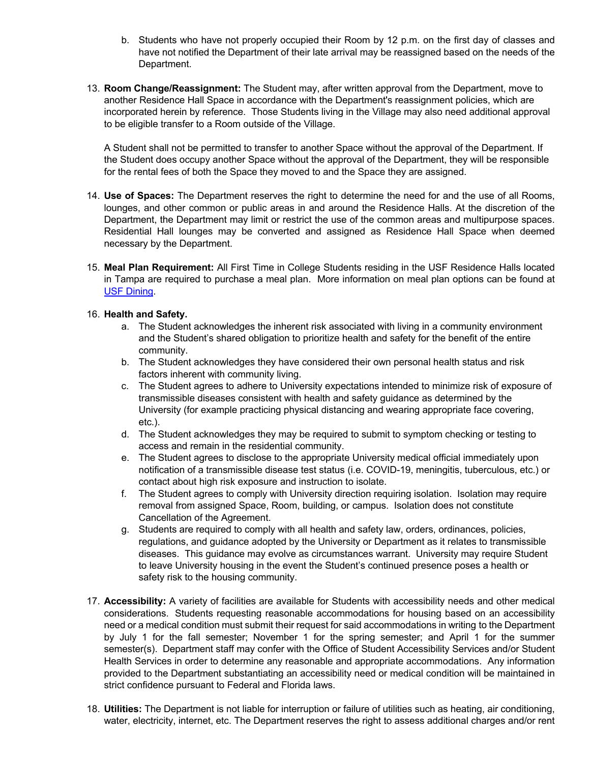b. Students who have not properly occupied their Room by 12 p.m. on the first day of classes and have not notified the Department of their late arrival may be reassigned based on the needs of the Department.

13. **Room Change/Reassignment:** The Student may, after written approval from the Department, move to another Residence Hall Space in accordance with the Department's reassignment policies, which are incorporated herein by reference. Those Students living in the Village may also need additional approval to be eligible transfer to a Room outside of the Village.

    A Student shall not be permitted to transfer to another Space without the approval of the Department. If the Student does occupy another Space without the approval of the Department, they will be responsible for the rental fees of both the Space they moved to and the Space they are assigned.

14. **Use of Spaces:** The Department reserves the right to determine the need for and the use of all Rooms, lounges, and other common or public areas in and around the Residence Halls. At the discretion of the Department, the Department may limit or restrict the use of the common areas and multipurpose spaces. Residential Hall lounges may be converted and assigned as Residence Hall Space when deemed necessary by the Department.

15. **Meal Plan Requirement:** All First Time in College Students residing in the USF Residence Halls located in Tampa are required to purchase a meal plan. More information on meal plan options can be found at USF Dining.

16. **Health and Safety.**
    a. The Student acknowledges the inherent risk associated with living in a community environment and the Student's shared obligation to prioritize health and safety for the benefit of the entire community.
    b. The Student acknowledges they have considered their own personal health status and risk factors inherent with community living.
    c. The Student agrees to adhere to University expectations intended to minimize risk of exposure of transmissible diseases consistent with health and safety guidance as determined by the University (for example practicing physical distancing and wearing appropriate face covering, etc.).
    d. The Student acknowledges they may be required to submit to symptom checking or testing to access and remain in the residential community.
    e. The Student agrees to disclose to the appropriate University medical official immediately upon notification of a transmissible disease test status (i.e. COVID-19, meningitis, tuberculous, etc.) or contact about high risk exposure and instruction to isolate.
    f. The Student agrees to comply with University direction requiring isolation. Isolation may require removal from assigned Space, Room, building, or campus. Isolation does not constitute Cancellation of the Agreement.
    g. Students are required to comply with all health and safety law, orders, ordinances, policies, regulations, and guidance adopted by the University or Department as it relates to transmissible diseases. This guidance may evolve as circumstances warrant. University may require Student to leave University housing in the event the Student's continued presence poses a health or safety risk to the housing community.

17. **Accessibility:** A variety of facilities are available for Students with accessibility needs and other medical considerations. Students requesting reasonable accommodations for housing based on an accessibility need or a medical condition must submit their request for said accommodations in writing to the Department by July 1 for the fall semester; November 1 for the spring semester; and April 1 for the summer semester(s). Department staff may confer with the Office of Student Accessibility Services and/or Student Health Services in order to determine any reasonable and appropriate accommodations. Any information provided to the Department substantiating an accessibility need or medical condition will be maintained in strict confidence pursuant to Federal and Florida laws.

18. **Utilities:** The Department is not liable for interruption or failure of utilities such as heating, air conditioning, water, electricity, internet, etc. The Department reserves the right to assess additional charges and/or rent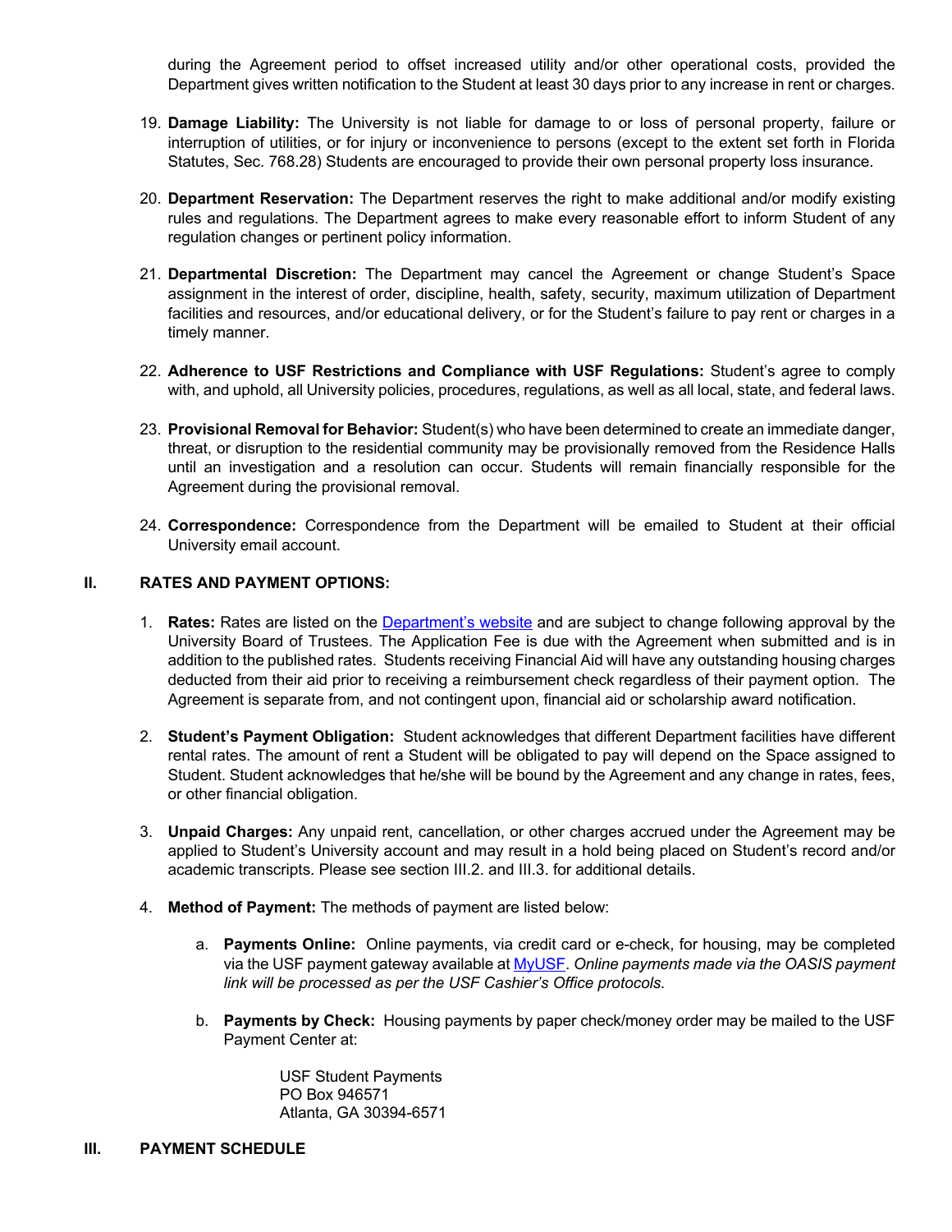during the Agreement period to offset increased utility and/or other operational costs, provided the Department gives written notification to the Student at least 30 days prior to any increase in rent or charges.

19. **Damage Liability:** The University is not liable for damage to or loss of personal property, failure or interruption of utilities, or for injury or inconvenience to persons (except to the extent set forth in Florida Statutes, Sec. 768.28) Students are encouraged to provide their own personal property loss insurance.

20. **Department Reservation:** The Department reserves the right to make additional and/or modify existing rules and regulations. The Department agrees to make every reasonable effort to inform Student of any regulation changes or pertinent policy information.

21. **Departmental Discretion:** The Department may cancel the Agreement or change Student's Space assignment in the interest of order, discipline, health, safety, security, maximum utilization of Department facilities and resources, and/or educational delivery, or for the Student's failure to pay rent or charges in a timely manner.

22. **Adherence to USF Restrictions and Compliance with USF Regulations:** Student's agree to comply with, and uphold, all University policies, procedures, regulations, as well as all local, state, and federal laws.

23. **Provisional Removal for Behavior:** Student(s) who have been determined to create an immediate danger, threat, or disruption to the residential community may be provisionally removed from the Residence Halls until an investigation and a resolution can occur. Students will remain financially responsible for the Agreement during the provisional removal.

24. **Correspondence:** Correspondence from the Department will be emailed to Student at their official University email account.

## II. RATES AND PAYMENT OPTIONS:

1. **Rates:** Rates are listed on the Department's website and are subject to change following approval by the University Board of Trustees. The Application Fee is due with the Agreement when submitted and is in addition to the published rates. Students receiving Financial Aid will have any outstanding housing charges deducted from their aid prior to receiving a reimbursement check regardless of their payment option. The Agreement is separate from, and not contingent upon, financial aid or scholarship award notification.

2. **Student's Payment Obligation:** Student acknowledges that different Department facilities have different rental rates. The amount of rent a Student will be obligated to pay will depend on the Space assigned to Student. Student acknowledges that he/she will be bound by the Agreement and any change in rates, fees, or other financial obligation.

3. **Unpaid Charges:** Any unpaid rent, cancellation, or other charges accrued under the Agreement may be applied to Student's University account and may result in a hold being placed on Student's record and/or academic transcripts. Please see section III.2. and III.3. for additional details.

4. **Method of Payment:** The methods of payment are listed below:

   a. **Payments Online:** Online payments, via credit card or e-check, for housing, may be completed via the USF payment gateway available at MyUSF. *Online payments made via the OASIS payment link will be processed as per the USF Cashier's Office protocols.*

   b. **Payments by Check:** Housing payments by paper check/money order may be mailed to the USF Payment Center at:

      USF Student Payments
      PO Box 946571
      Atlanta, GA 30394-6571

## III. PAYMENT SCHEDULE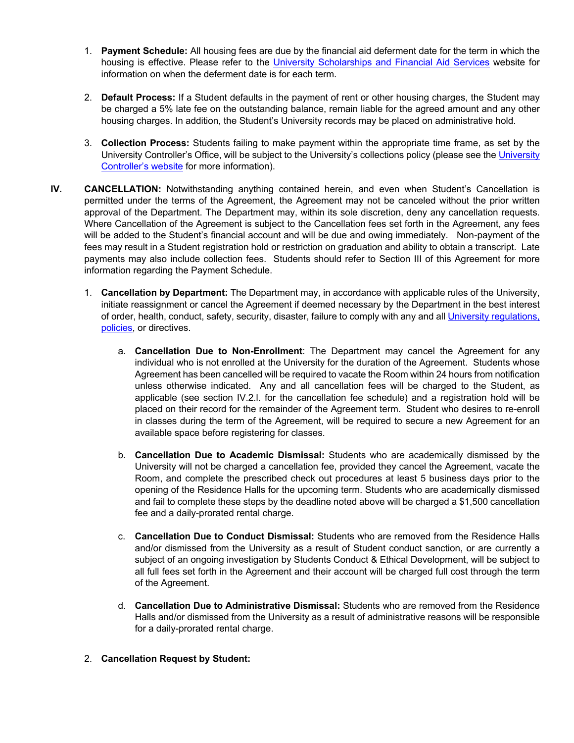1. **Payment Schedule:** All housing fees are due by the financial aid deferment date for the term in which the housing is effective. Please refer to the University Scholarships and Financial Aid Services website for information on when the deferment date is for each term.

2. **Default Process:** If a Student defaults in the payment of rent or other housing charges, the Student may be charged a 5% late fee on the outstanding balance, remain liable for the agreed amount and any other housing charges. In addition, the Student's University records may be placed on administrative hold.

3. **Collection Process:** Students failing to make payment within the appropriate time frame, as set by the University Controller's Office, will be subject to the University's collections policy (please see the University Controller's website for more information).

**IV. CANCELLATION:** Notwithstanding anything contained herein, and even when Student's Cancellation is permitted under the terms of the Agreement, the Agreement may not be canceled without the prior written approval of the Department. The Department may, within its sole discretion, deny any cancellation requests. Where Cancellation of the Agreement is subject to the Cancellation fees set forth in the Agreement, any fees will be added to the Student's financial account and will be due and owing immediately. Non-payment of the fees may result in a Student registration hold or restriction on graduation and ability to obtain a transcript. Late payments may also include collection fees. Students should refer to Section III of this Agreement for more information regarding the Payment Schedule.

1. **Cancellation by Department:** The Department may, in accordance with applicable rules of the University, initiate reassignment or cancel the Agreement if deemed necessary by the Department in the best interest of order, health, conduct, safety, security, disaster, failure to comply with any and all University regulations, policies, or directives.

   a. **Cancellation Due to Non-Enrollment**: The Department may cancel the Agreement for any individual who is not enrolled at the University for the duration of the Agreement. Students whose Agreement has been cancelled will be required to vacate the Room within 24 hours from notification unless otherwise indicated. Any and all cancellation fees will be charged to the Student, as applicable (see section IV.2.l. for the cancellation fee schedule) and a registration hold will be placed on their record for the remainder of the Agreement term. Student who desires to re-enroll in classes during the term of the Agreement, will be required to secure a new Agreement for an available space before registering for classes.

   b. **Cancellation Due to Academic Dismissal:** Students who are academically dismissed by the University will not be charged a cancellation fee, provided they cancel the Agreement, vacate the Room, and complete the prescribed check out procedures at least 5 business days prior to the opening of the Residence Halls for the upcoming term. Students who are academically dismissed and fail to complete these steps by the deadline noted above will be charged a $1,500 cancellation fee and a daily-prorated rental charge.

   c. **Cancellation Due to Conduct Dismissal:** Students who are removed from the Residence Halls and/or dismissed from the University as a result of Student conduct sanction, or are currently a subject of an ongoing investigation by Students Conduct & Ethical Development, will be subject to all full fees set forth in the Agreement and their account will be charged full cost through the term of the Agreement.

   d. **Cancellation Due to Administrative Dismissal:** Students who are removed from the Residence Halls and/or dismissed from the University as a result of administrative reasons will be responsible for a daily-prorated rental charge.

2. **Cancellation Request by Student:**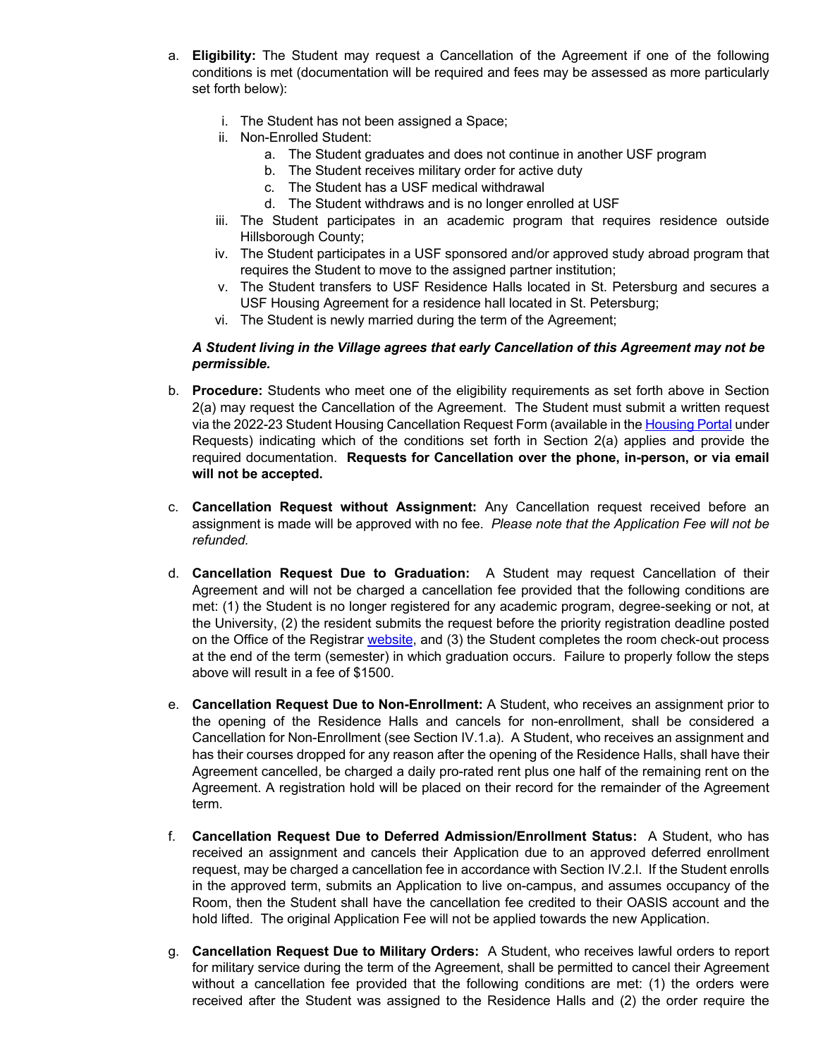a. **Eligibility:** The Student may request a Cancellation of the Agreement if one of the following conditions is met (documentation will be required and fees may be assessed as more particularly set forth below):

   i. The Student has not been assigned a Space;

   ii. Non-Enrolled Student:

      a. The Student graduates and does not continue in another USF program

      b. The Student receives military order for active duty

      c. The Student has a USF medical withdrawal

      d. The Student withdraws and is no longer enrolled at USF

   iii. The Student participates in an academic program that requires residence outside Hillsborough County;

   iv. The Student participates in a USF sponsored and/or approved study abroad program that requires the Student to move to the assigned partner institution;

   v. The Student transfers to USF Residence Halls located in St. Petersburg and secures a USF Housing Agreement for a residence hall located in St. Petersburg;

   vi. The Student is newly married during the term of the Agreement;

   ***A Student living in the Village agrees that early Cancellation of this Agreement may not be permissible.***

b. **Procedure:** Students who meet one of the eligibility requirements as set forth above in Section 2(a) may request the Cancellation of the Agreement. The Student must submit a written request via the 2022-23 Student Housing Cancellation Request Form (available in the Housing Portal under Requests) indicating which of the conditions set forth in Section 2(a) applies and provide the required documentation. **Requests for Cancellation over the phone, in-person, or via email will not be accepted.**

c. **Cancellation Request without Assignment:** Any Cancellation request received before an assignment is made will be approved with no fee. *Please note that the Application Fee will not be refunded.*

d. **Cancellation Request Due to Graduation:** A Student may request Cancellation of their Agreement and will not be charged a cancellation fee provided that the following conditions are met: (1) the Student is no longer registered for any academic program, degree-seeking or not, at the University, (2) the resident submits the request before the priority registration deadline posted on the Office of the Registrar website, and (3) the Student completes the room check-out process at the end of the term (semester) in which graduation occurs. Failure to properly follow the steps above will result in a fee of $1500.

e. **Cancellation Request Due to Non-Enrollment:** A Student, who receives an assignment prior to the opening of the Residence Halls and cancels for non-enrollment, shall be considered a Cancellation for Non-Enrollment (see Section IV.1.a). A Student, who receives an assignment and has their courses dropped for any reason after the opening of the Residence Halls, shall have their Agreement cancelled, be charged a daily pro-rated rent plus one half of the remaining rent on the Agreement. A registration hold will be placed on their record for the remainder of the Agreement term.

f. **Cancellation Request Due to Deferred Admission/Enrollment Status:** A Student, who has received an assignment and cancels their Application due to an approved deferred enrollment request, may be charged a cancellation fee in accordance with Section IV.2.l. If the Student enrolls in the approved term, submits an Application to live on-campus, and assumes occupancy of the Room, then the Student shall have the cancellation fee credited to their OASIS account and the hold lifted. The original Application Fee will not be applied towards the new Application.

g. **Cancellation Request Due to Military Orders:** A Student, who receives lawful orders to report for military service during the term of the Agreement, shall be permitted to cancel their Agreement without a cancellation fee provided that the following conditions are met: (1) the orders were received after the Student was assigned to the Residence Halls and (2) the order require the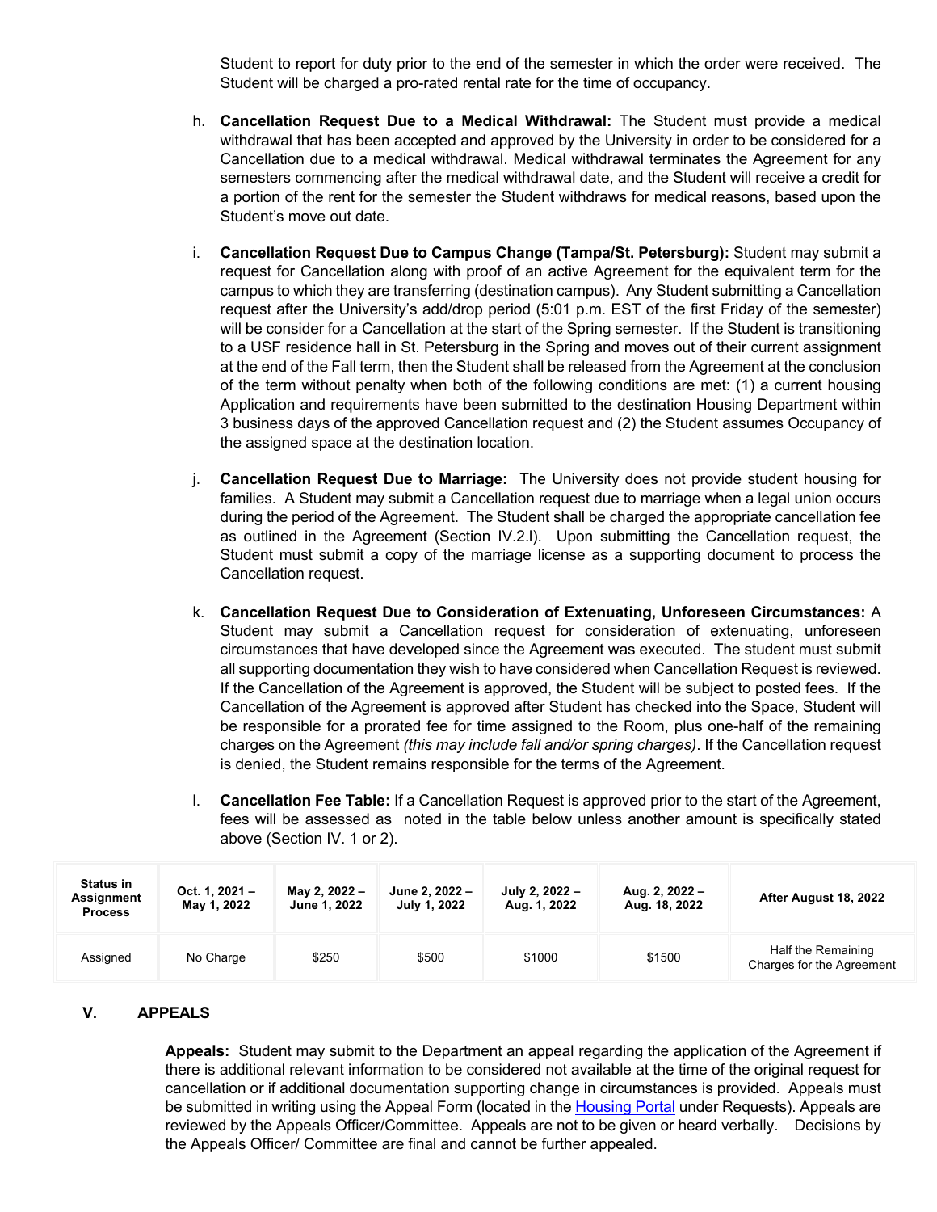Student to report for duty prior to the end of the semester in which the order were received. The Student will be charged a pro-rated rental rate for the time of occupancy.

h. **Cancellation Request Due to a Medical Withdrawal:** The Student must provide a medical withdrawal that has been accepted and approved by the University in order to be considered for a Cancellation due to a medical withdrawal. Medical withdrawal terminates the Agreement for any semesters commencing after the medical withdrawal date, and the Student will receive a credit for a portion of the rent for the semester the Student withdraws for medical reasons, based upon the Student's move out date.

i. **Cancellation Request Due to Campus Change (Tampa/St. Petersburg):** Student may submit a request for Cancellation along with proof of an active Agreement for the equivalent term for the campus to which they are transferring (destination campus). Any Student submitting a Cancellation request after the University's add/drop period (5:01 p.m. EST of the first Friday of the semester) will be consider for a Cancellation at the start of the Spring semester. If the Student is transitioning to a USF residence hall in St. Petersburg in the Spring and moves out of their current assignment at the end of the Fall term, then the Student shall be released from the Agreement at the conclusion of the term without penalty when both of the following conditions are met: (1) a current housing Application and requirements have been submitted to the destination Housing Department within 3 business days of the approved Cancellation request and (2) the Student assumes Occupancy of the assigned space at the destination location.

j. **Cancellation Request Due to Marriage:** The University does not provide student housing for families. A Student may submit a Cancellation request due to marriage when a legal union occurs during the period of the Agreement. The Student shall be charged the appropriate cancellation fee as outlined in the Agreement (Section IV.2.l). Upon submitting the Cancellation request, the Student must submit a copy of the marriage license as a supporting document to process the Cancellation request.

k. **Cancellation Request Due to Consideration of Extenuating, Unforeseen Circumstances:** A Student may submit a Cancellation request for consideration of extenuating, unforeseen circumstances that have developed since the Agreement was executed. The student must submit all supporting documentation they wish to have considered when Cancellation Request is reviewed. If the Cancellation of the Agreement is approved, the Student will be subject to posted fees. If the Cancellation of the Agreement is approved after Student has checked into the Space, Student will be responsible for a prorated fee for time assigned to the Room, plus one-half of the remaining charges on the Agreement *(this may include fall and/or spring charges)*. If the Cancellation request is denied, the Student remains responsible for the terms of the Agreement.

l. **Cancellation Fee Table:** If a Cancellation Request is approved prior to the start of the Agreement, fees will be assessed as noted in the table below unless another amount is specifically stated above (Section IV. 1 or 2).

| Status in Assignment Process | Oct. 1, 2021 – May 1, 2022 | May 2, 2022 – June 1, 2022 | June 2, 2022 – July 1, 2022 | July 2, 2022 – Aug. 1, 2022 | Aug. 2, 2022 – Aug. 18, 2022 | After August 18, 2022 |
|---|---|---|---|---|---|---|
| Assigned | No Charge | $250 | $500 | $1000 | $1500 | Half the Remaining Charges for the Agreement |

## V. APPEALS

**Appeals:** Student may submit to the Department an appeal regarding the application of the Agreement if there is additional relevant information to be considered not available at the time of the original request for cancellation or if additional documentation supporting change in circumstances is provided. Appeals must be submitted in writing using the Appeal Form (located in the Housing Portal under Requests). Appeals are reviewed by the Appeals Officer/Committee. Appeals are not to be given or heard verbally. Decisions by the Appeals Officer/ Committee are final and cannot be further appealed.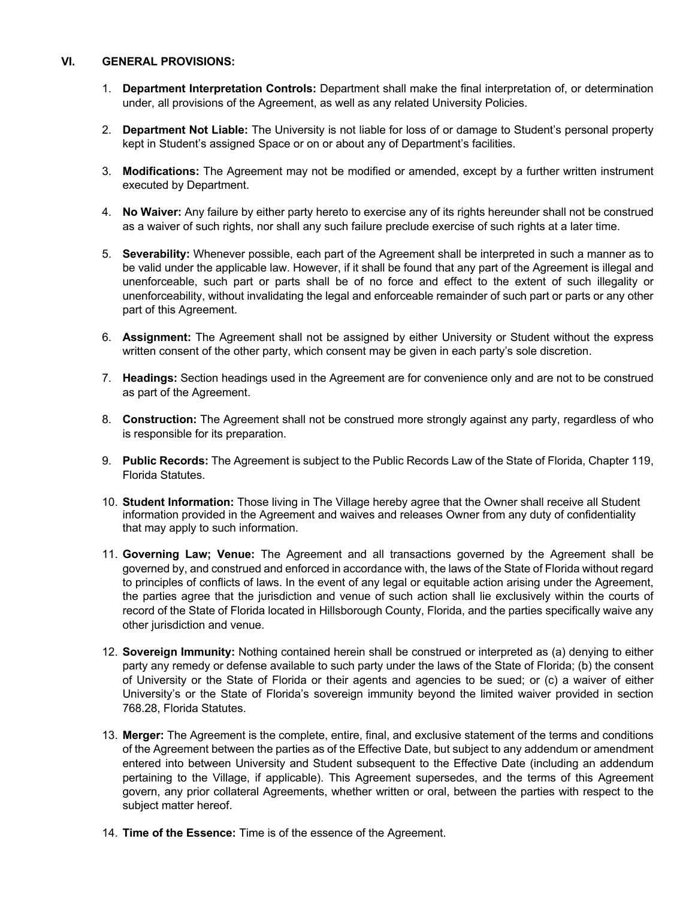## VI. GENERAL PROVISIONS:

1. **Department Interpretation Controls:** Department shall make the final interpretation of, or determination under, all provisions of the Agreement, as well as any related University Policies.

2. **Department Not Liable:** The University is not liable for loss of or damage to Student's personal property kept in Student's assigned Space or on or about any of Department's facilities.

3. **Modifications:** The Agreement may not be modified or amended, except by a further written instrument executed by Department.

4. **No Waiver:** Any failure by either party hereto to exercise any of its rights hereunder shall not be construed as a waiver of such rights, nor shall any such failure preclude exercise of such rights at a later time.

5. **Severability:** Whenever possible, each part of the Agreement shall be interpreted in such a manner as to be valid under the applicable law. However, if it shall be found that any part of the Agreement is illegal and unenforceable, such part or parts shall be of no force and effect to the extent of such illegality or unenforceability, without invalidating the legal and enforceable remainder of such part or parts or any other part of this Agreement.

6. **Assignment:** The Agreement shall not be assigned by either University or Student without the express written consent of the other party, which consent may be given in each party's sole discretion.

7. **Headings:** Section headings used in the Agreement are for convenience only and are not to be construed as part of the Agreement.

8. **Construction:** The Agreement shall not be construed more strongly against any party, regardless of who is responsible for its preparation.

9. **Public Records:** The Agreement is subject to the Public Records Law of the State of Florida, Chapter 119, Florida Statutes.

10. **Student Information:** Those living in The Village hereby agree that the Owner shall receive all Student information provided in the Agreement and waives and releases Owner from any duty of confidentiality that may apply to such information.

11. **Governing Law; Venue:** The Agreement and all transactions governed by the Agreement shall be governed by, and construed and enforced in accordance with, the laws of the State of Florida without regard to principles of conflicts of laws. In the event of any legal or equitable action arising under the Agreement, the parties agree that the jurisdiction and venue of such action shall lie exclusively within the courts of record of the State of Florida located in Hillsborough County, Florida, and the parties specifically waive any other jurisdiction and venue.

12. **Sovereign Immunity:** Nothing contained herein shall be construed or interpreted as (a) denying to either party any remedy or defense available to such party under the laws of the State of Florida; (b) the consent of University or the State of Florida or their agents and agencies to be sued; or (c) a waiver of either University's or the State of Florida's sovereign immunity beyond the limited waiver provided in section 768.28, Florida Statutes.

13. **Merger:** The Agreement is the complete, entire, final, and exclusive statement of the terms and conditions of the Agreement between the parties as of the Effective Date, but subject to any addendum or amendment entered into between University and Student subsequent to the Effective Date (including an addendum pertaining to the Village, if applicable). This Agreement supersedes, and the terms of this Agreement govern, any prior collateral Agreements, whether written or oral, between the parties with respect to the subject matter hereof.

14. **Time of the Essence:** Time is of the essence of the Agreement.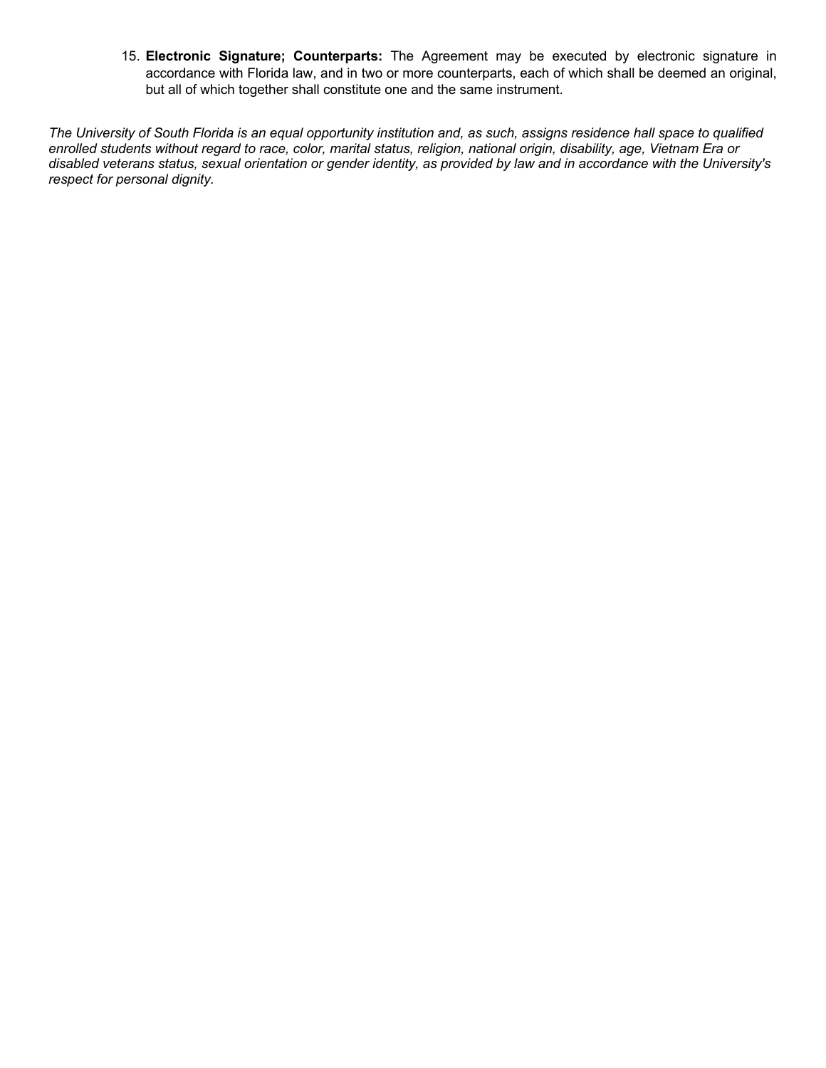15. **Electronic Signature; Counterparts:** The Agreement may be executed by electronic signature in accordance with Florida law, and in two or more counterparts, each of which shall be deemed an original, but all of which together shall constitute one and the same instrument.

*The University of South Florida is an equal opportunity institution and, as such, assigns residence hall space to qualified enrolled students without regard to race, color, marital status, religion, national origin, disability, age, Vietnam Era or disabled veterans status, sexual orientation or gender identity, as provided by law and in accordance with the University's respect for personal dignity.*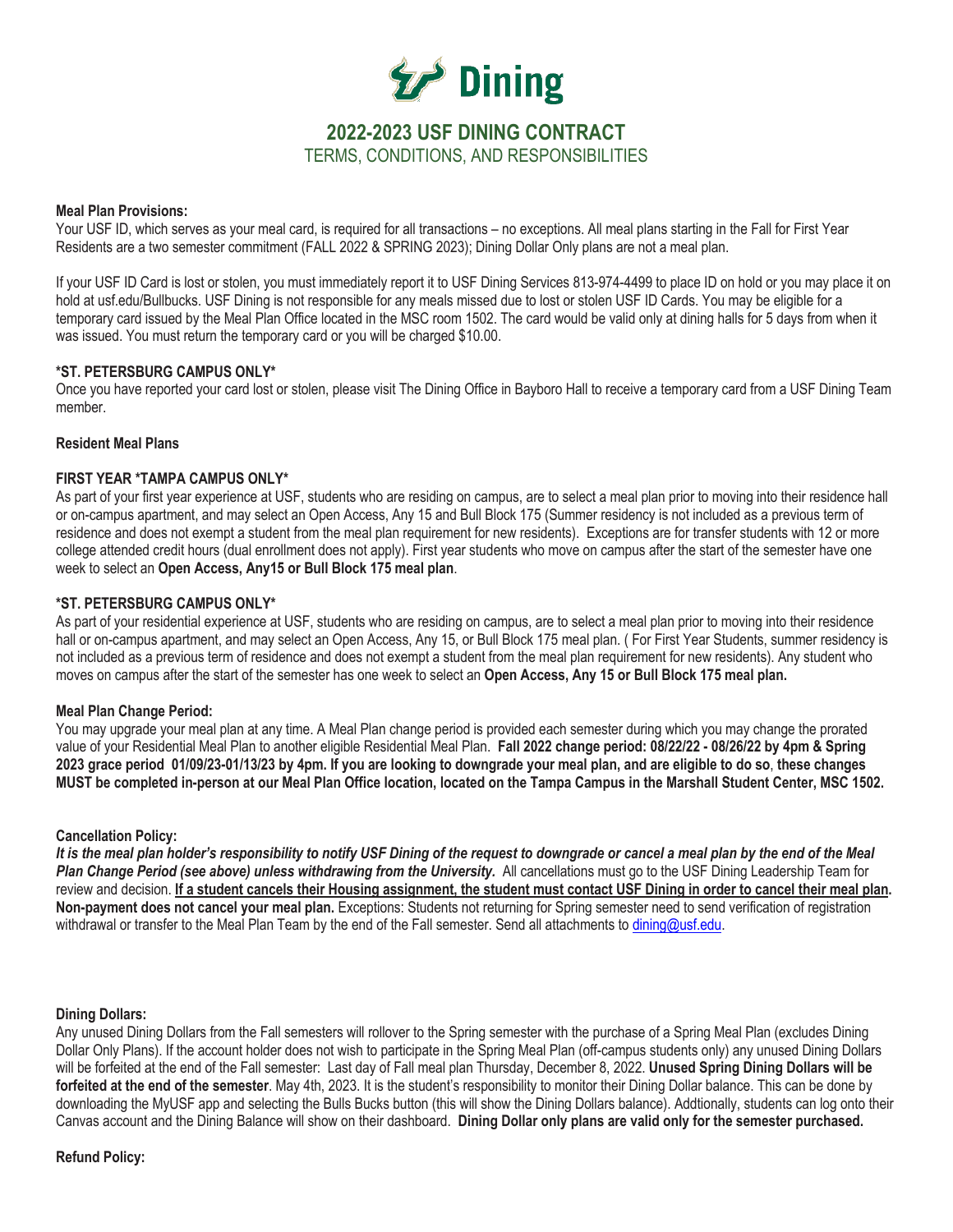# USF Dining

## 2022-2023 USF DINING CONTRACT

TERMS, CONDITIONS, AND RESPONSIBILITIES

**Meal Plan Provisions:**

Your USF ID, which serves as your meal card, is required for all transactions – no exceptions. All meal plans starting in the Fall for First Year Residents are a two semester commitment (FALL 2022 & SPRING 2023); Dining Dollar Only plans are not a meal plan.

If your USF ID Card is lost or stolen, you must immediately report it to USF Dining Services 813-974-4499 to place ID on hold or you may place it on hold at usf.edu/Bullbucks. USF Dining is not responsible for any meals missed due to lost or stolen USF ID Cards. You may be eligible for a temporary card issued by the Meal Plan Office located in the MSC room 1502. The card would be valid only at dining halls for 5 days from when it was issued. You must return the temporary card or you will be charged $10.00.

**\*ST. PETERSBURG CAMPUS ONLY\***

Once you have reported your card lost or stolen, please visit The Dining Office in Bayboro Hall to receive a temporary card from a USF Dining Team member.

**Resident Meal Plans**

**FIRST YEAR \*TAMPA CAMPUS ONLY\***

As part of your first year experience at USF, students who are residing on campus, are to select a meal plan prior to moving into their residence hall or on-campus apartment, and may select an Open Access, Any 15 and Bull Block 175 (Summer residency is not included as a previous term of residence and does not exempt a student from the meal plan requirement for new residents). Exceptions are for transfer students with 12 or more college attended credit hours (dual enrollment does not apply). First year students who move on campus after the start of the semester have one week to select an **Open Access, Any15 or Bull Block 175 meal plan**.

**\*ST. PETERSBURG CAMPUS ONLY\***

As part of your residential experience at USF, students who are residing on campus, are to select a meal plan prior to moving into their residence hall or on-campus apartment, and may select an Open Access, Any 15, or Bull Block 175 meal plan. ( For First Year Students, summer residency is not included as a previous term of residence and does not exempt a student from the meal plan requirement for new residents). Any student who moves on campus after the start of the semester has one week to select an **Open Access, Any 15 or Bull Block 175 meal plan.**

**Meal Plan Change Period:**

You may upgrade your meal plan at any time. A Meal Plan change period is provided each semester during which you may change the prorated value of your Residential Meal Plan to another eligible Residential Meal Plan. **Fall 2022 change period: 08/22/22 - 08/26/22 by 4pm & Spring 2023 grace period 01/09/23-01/13/23 by 4pm. If you are looking to downgrade your meal plan, and are eligible to do so**, **these changes MUST be completed in-person at our Meal Plan Office location, located on the Tampa Campus in the Marshall Student Center, MSC 1502.**

**Cancellation Policy:**

***It is the meal plan holder's responsibility to notify USF Dining of the request to downgrade or cancel a meal plan by the end of the Meal Plan Change Period (see above) unless withdrawing from the University.*** All cancellations must go to the USF Dining Leadership Team for review and decision. **<u>If a student cancels their Housing assignment, the student must contact USF Dining in order to cancel their meal plan</u>. Non-payment does not cancel your meal plan.** Exceptions: Students not returning for Spring semester need to send verification of registration withdrawal or transfer to the Meal Plan Team by the end of the Fall semester. Send all attachments to dining@usf.edu.

**Dining Dollars:**

Any unused Dining Dollars from the Fall semesters will rollover to the Spring semester with the purchase of a Spring Meal Plan (excludes Dining Dollar Only Plans). If the account holder does not wish to participate in the Spring Meal Plan (off-campus students only) any unused Dining Dollars will be forfeited at the end of the Fall semester: Last day of Fall meal plan Thursday, December 8, 2022. **Unused Spring Dining Dollars will be forfeited at the end of the semester**. May 4th, 2023. It is the student's responsibility to monitor their Dining Dollar balance. This can be done by downloading the MyUSF app and selecting the Bulls Bucks button (this will show the Dining Dollars balance). Addtionally, students can log onto their Canvas account and the Dining Balance will show on their dashboard. **Dining Dollar only plans are valid only for the semester purchased.**

**Refund Policy:**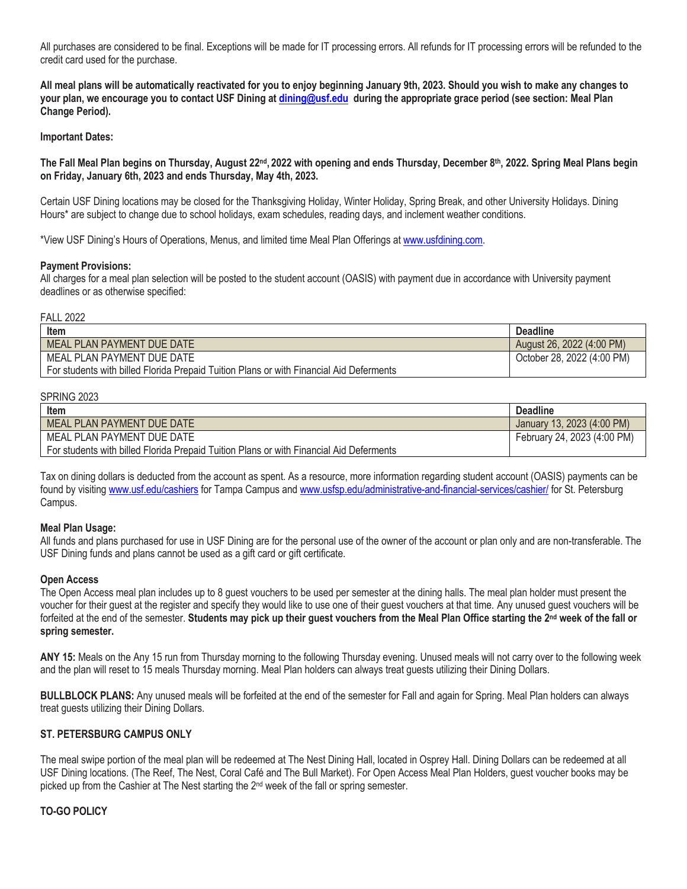All purchases are considered to be final. Exceptions will be made for IT processing errors. All refunds for IT processing errors will be refunded to the credit card used for the purchase.

**All meal plans will be automatically reactivated for you to enjoy beginning January 9th, 2023. Should you wish to make any changes to your plan, we encourage you to contact USF Dining at [dining@usf.edu](mailto:dining@usf.edu) during the appropriate grace period (see section: Meal Plan Change Period).**

**Important Dates:**

**The Fall Meal Plan begins on Thursday, August 22nd, 2022 with opening and ends Thursday, December 8th, 2022. Spring Meal Plans begin on Friday, January 6th, 2023 and ends Thursday, May 4th, 2023.**

Certain USF Dining locations may be closed for the Thanksgiving Holiday, Winter Holiday, Spring Break, and other University Holidays. Dining Hours* are subject to change due to school holidays, exam schedules, reading days, and inclement weather conditions.

*View USF Dining's Hours of Operations, Menus, and limited time Meal Plan Offerings at www.usfdining.com.

**Payment Provisions:**
All charges for a meal plan selection will be posted to the student account (OASIS) with payment due in accordance with University payment deadlines or as otherwise specified:

FALL 2022

| Item | Deadline |
|---|---|
| MEAL PLAN PAYMENT DUE DATE | August 26, 2022 (4:00 PM) |
| MEAL PLAN PAYMENT DUE DATE<br>For students with billed Florida Prepaid Tuition Plans or with Financial Aid Deferments | October 28, 2022 (4:00 PM) |

SPRING 2023

| Item | Deadline |
|---|---|
| MEAL PLAN PAYMENT DUE DATE | January 13, 2023 (4:00 PM) |
| MEAL PLAN PAYMENT DUE DATE<br>For students with billed Florida Prepaid Tuition Plans or with Financial Aid Deferments | February 24, 2023 (4:00 PM) |

Tax on dining dollars is deducted from the account as spent. As a resource, more information regarding student account (OASIS) payments can be found by visiting www.usf.edu/cashiers for Tampa Campus and www.usfsp.edu/administrative-and-financial-services/cashier/ for St. Petersburg Campus.

**Meal Plan Usage:**
All funds and plans purchased for use in USF Dining are for the personal use of the owner of the account or plan only and are non-transferable. The USF Dining funds and plans cannot be used as a gift card or gift certificate.

**Open Access**
The Open Access meal plan includes up to 8 guest vouchers to be used per semester at the dining halls. The meal plan holder must present the voucher for their guest at the register and specify they would like to use one of their guest vouchers at that time. Any unused guest vouchers will be forfeited at the end of the semester. **Students may pick up their guest vouchers from the Meal Plan Office starting the 2nd week of the fall or spring semester.**

**ANY 15:** Meals on the Any 15 run from Thursday morning to the following Thursday evening. Unused meals will not carry over to the following week and the plan will reset to 15 meals Thursday morning. Meal Plan holders can always treat guests utilizing their Dining Dollars.

**BULLBLOCK PLANS:** Any unused meals will be forfeited at the end of the semester for Fall and again for Spring. Meal Plan holders can always treat guests utilizing their Dining Dollars.

**ST. PETERSBURG CAMPUS ONLY**

The meal swipe portion of the meal plan will be redeemed at The Nest Dining Hall, located in Osprey Hall. Dining Dollars can be redeemed at all USF Dining locations. (The Reef, The Nest, Coral Café and The Bull Market). For Open Access Meal Plan Holders, guest voucher books may be picked up from the Cashier at The Nest starting the 2nd week of the fall or spring semester.

**TO-GO POLICY**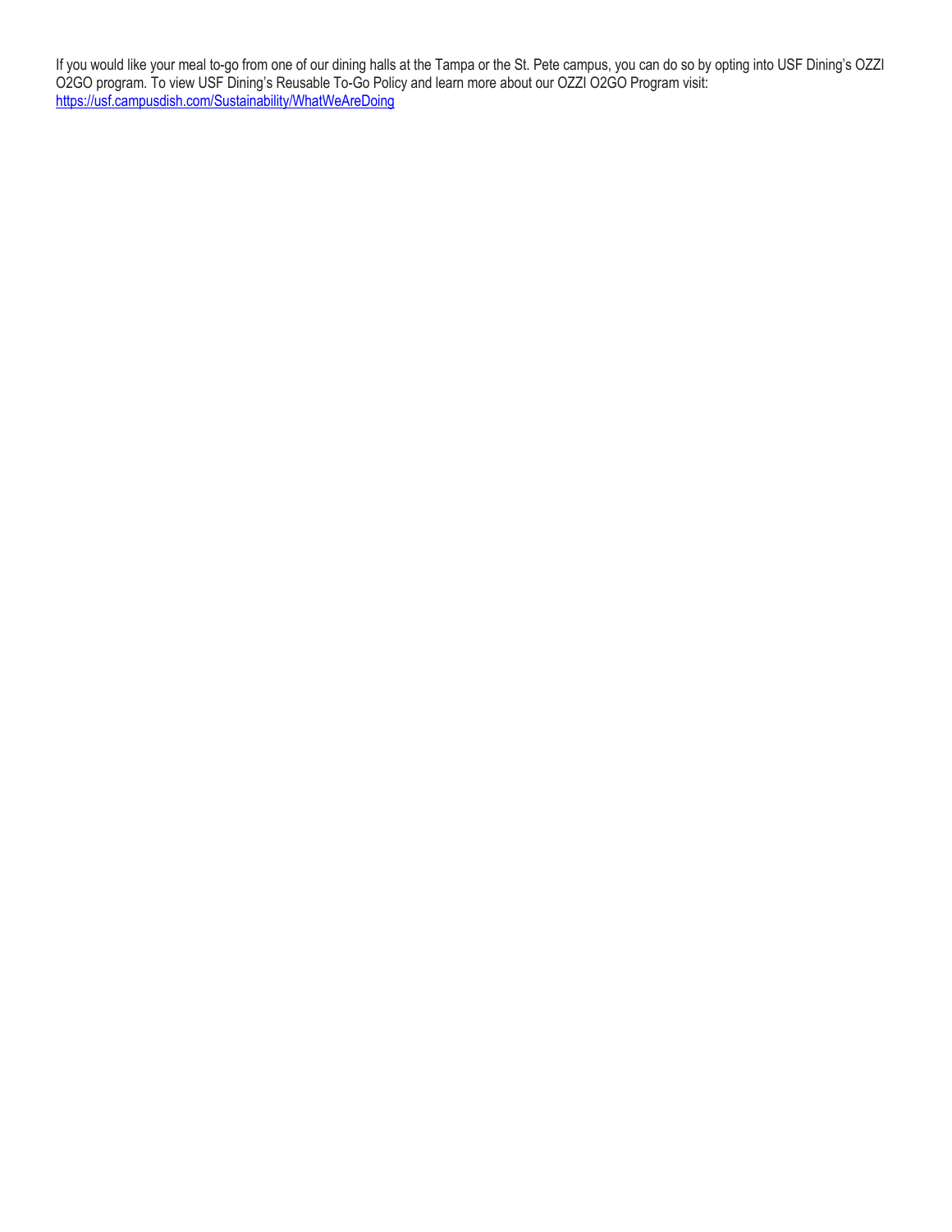If you would like your meal to-go from one of our dining halls at the Tampa or the St. Pete campus, you can do so by opting into USF Dining's OZZI O2GO program. To view USF Dining's Reusable To-Go Policy and learn more about our OZZI O2GO Program visit: [https://usf.campusdish.com/Sustainability/WhatWeAreDoing](https://usf.campusdish.com/Sustainability/WhatWeAreDoing)